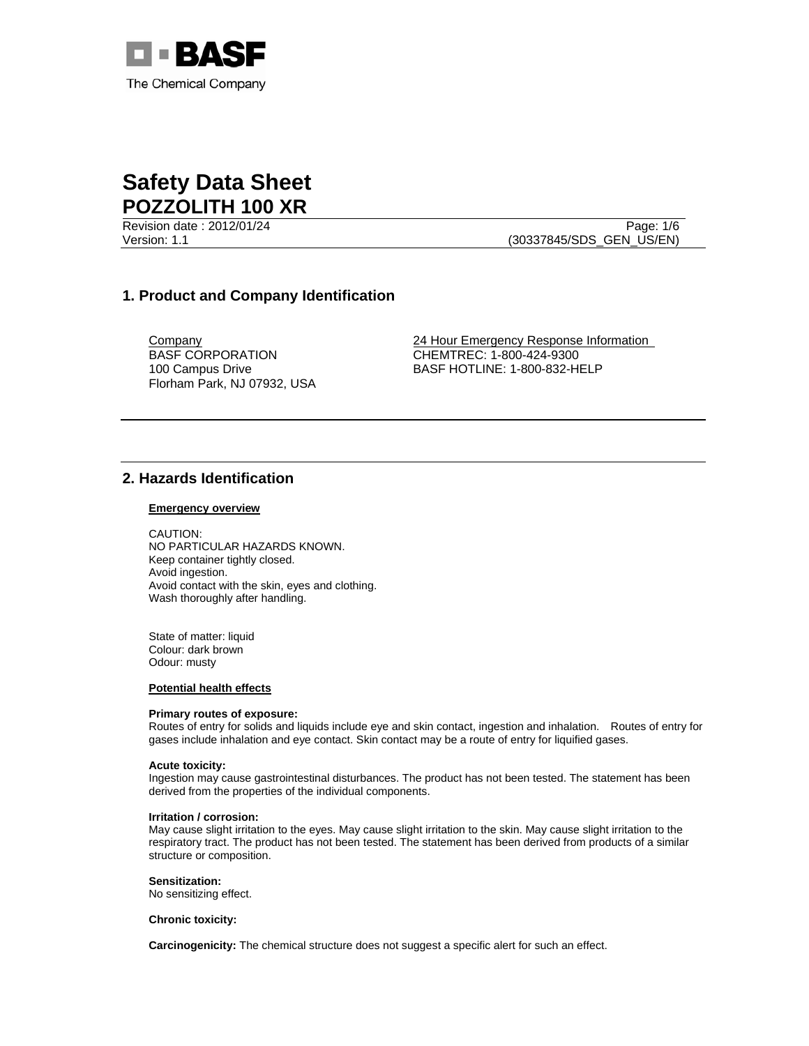BASF
The Chemical Company

# Safety Data Sheet
# POZZOLITH 100 XR

Revision date : 2012/01/24
Version: 1.1
(30337845/SDS_GEN_US/EN)

## 1. Product and Company Identification

Company
BASF CORPORATION
100 Campus Drive
Florham Park, NJ 07932, USA

24 Hour Emergency Response Information
CHEMTREC: 1-800-424-9300
BASF HOTLINE: 1-800-832-HELP

## 2. Hazards Identification

**Emergency overview**

CAUTION:
NO PARTICULAR HAZARDS KNOWN.
Keep container tightly closed.
Avoid ingestion.
Avoid contact with the skin, eyes and clothing.
Wash thoroughly after handling.

State of matter: liquid
Colour: dark brown
Odour: musty

**Potential health effects**

**Primary routes of exposure:**
Routes of entry for solids and liquids include eye and skin contact, ingestion and inhalation. Routes of entry for gases include inhalation and eye contact. Skin contact may be a route of entry for liquified gases.

**Acute toxicity:**
Ingestion may cause gastrointestinal disturbances. The product has not been tested. The statement has been derived from the properties of the individual components.

**Irritation / corrosion:**
May cause slight irritation to the eyes. May cause slight irritation to the skin. May cause slight irritation to the respiratory tract. The product has not been tested. The statement has been derived from products of a similar structure or composition.

**Sensitization:**
No sensitizing effect.

**Chronic toxicity:**

**Carcinogenicity:** The chemical structure does not suggest a specific alert for such an effect.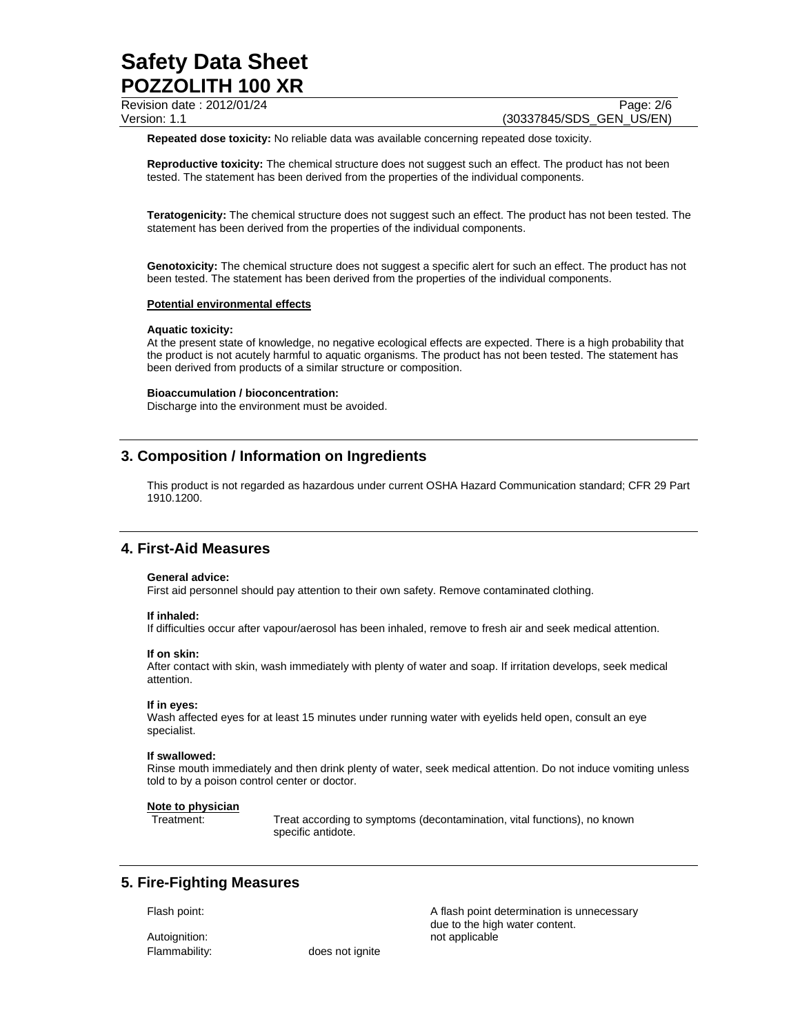**Repeated dose toxicity:** No reliable data was available concerning repeated dose toxicity.

**Reproductive toxicity:** The chemical structure does not suggest such an effect. The product has not been tested. The statement has been derived from the properties of the individual components.

**Teratogenicity:** The chemical structure does not suggest such an effect. The product has not been tested. The statement has been derived from the properties of the individual components.

**Genotoxicity:** The chemical structure does not suggest a specific alert for such an effect. The product has not been tested. The statement has been derived from the properties of the individual components.

**Potential environmental effects**

**Aquatic toxicity:**
At the present state of knowledge, no negative ecological effects are expected. There is a high probability that the product is not acutely harmful to aquatic organisms. The product has not been tested. The statement has been derived from products of a similar structure or composition.

**Bioaccumulation / bioconcentration:**
Discharge into the environment must be avoided.

## 3. Composition / Information on Ingredients

This product is not regarded as hazardous under current OSHA Hazard Communication standard; CFR 29 Part 1910.1200.

## 4. First-Aid Measures

**General advice:**
First aid personnel should pay attention to their own safety. Remove contaminated clothing.

**If inhaled:**
If difficulties occur after vapour/aerosol has been inhaled, remove to fresh air and seek medical attention.

**If on skin:**
After contact with skin, wash immediately with plenty of water and soap. If irritation develops, seek medical attention.

**If in eyes:**
Wash affected eyes for at least 15 minutes under running water with eyelids held open, consult an eye specialist.

**If swallowed:**
Rinse mouth immediately and then drink plenty of water, seek medical attention. Do not induce vomiting unless told to by a poison control center or doctor.

**Note to physician**

Treatment: Treat according to symptoms (decontamination, vital functions), no known specific antidote.

## 5. Fire-Fighting Measures

| | | |
|---|---|---|
| Flash point: | | A flash point determination is unnecessary due to the high water content. |
| Autoignition: | | not applicable |
| Flammability: | does not ignite | |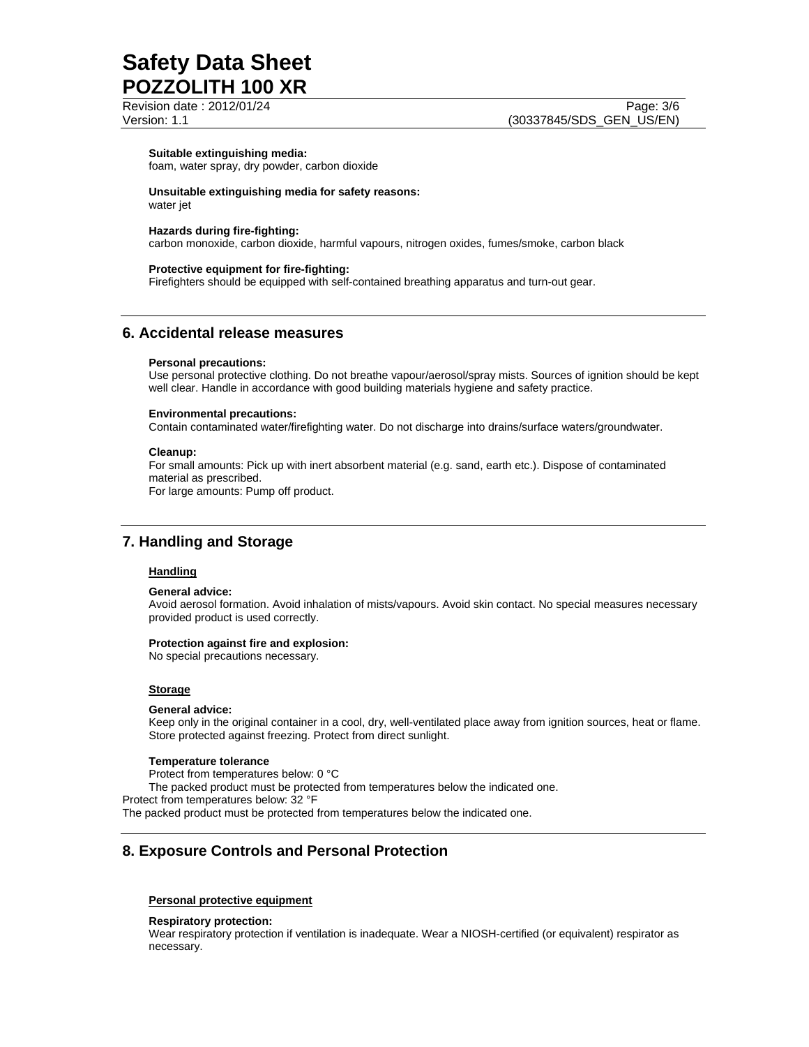**Suitable extinguishing media:**
foam, water spray, dry powder, carbon dioxide

**Unsuitable extinguishing media for safety reasons:**
water jet

**Hazards during fire-fighting:**
carbon monoxide, carbon dioxide, harmful vapours, nitrogen oxides, fumes/smoke, carbon black

**Protective equipment for fire-fighting:**
Firefighters should be equipped with self-contained breathing apparatus and turn-out gear.

## 6. Accidental release measures

**Personal precautions:**
Use personal protective clothing. Do not breathe vapour/aerosol/spray mists. Sources of ignition should be kept well clear. Handle in accordance with good building materials hygiene and safety practice.

**Environmental precautions:**
Contain contaminated water/firefighting water. Do not discharge into drains/surface waters/groundwater.

**Cleanup:**
For small amounts: Pick up with inert absorbent material (e.g. sand, earth etc.). Dispose of contaminated material as prescribed.
For large amounts: Pump off product.

## 7. Handling and Storage

**Handling**

**General advice:**
Avoid aerosol formation. Avoid inhalation of mists/vapours. Avoid skin contact. No special measures necessary provided product is used correctly.

**Protection against fire and explosion:**
No special precautions necessary.

**Storage**

**General advice:**
Keep only in the original container in a cool, dry, well-ventilated place away from ignition sources, heat or flame. Store protected against freezing. Protect from direct sunlight.

**Temperature tolerance**
Protect from temperatures below: 0 °C
The packed product must be protected from temperatures below the indicated one.
Protect from temperatures below: 32 °F
The packed product must be protected from temperatures below the indicated one.

## 8. Exposure Controls and Personal Protection

**Personal protective equipment**

**Respiratory protection:**
Wear respiratory protection if ventilation is inadequate. Wear a NIOSH-certified (or equivalent) respirator as necessary.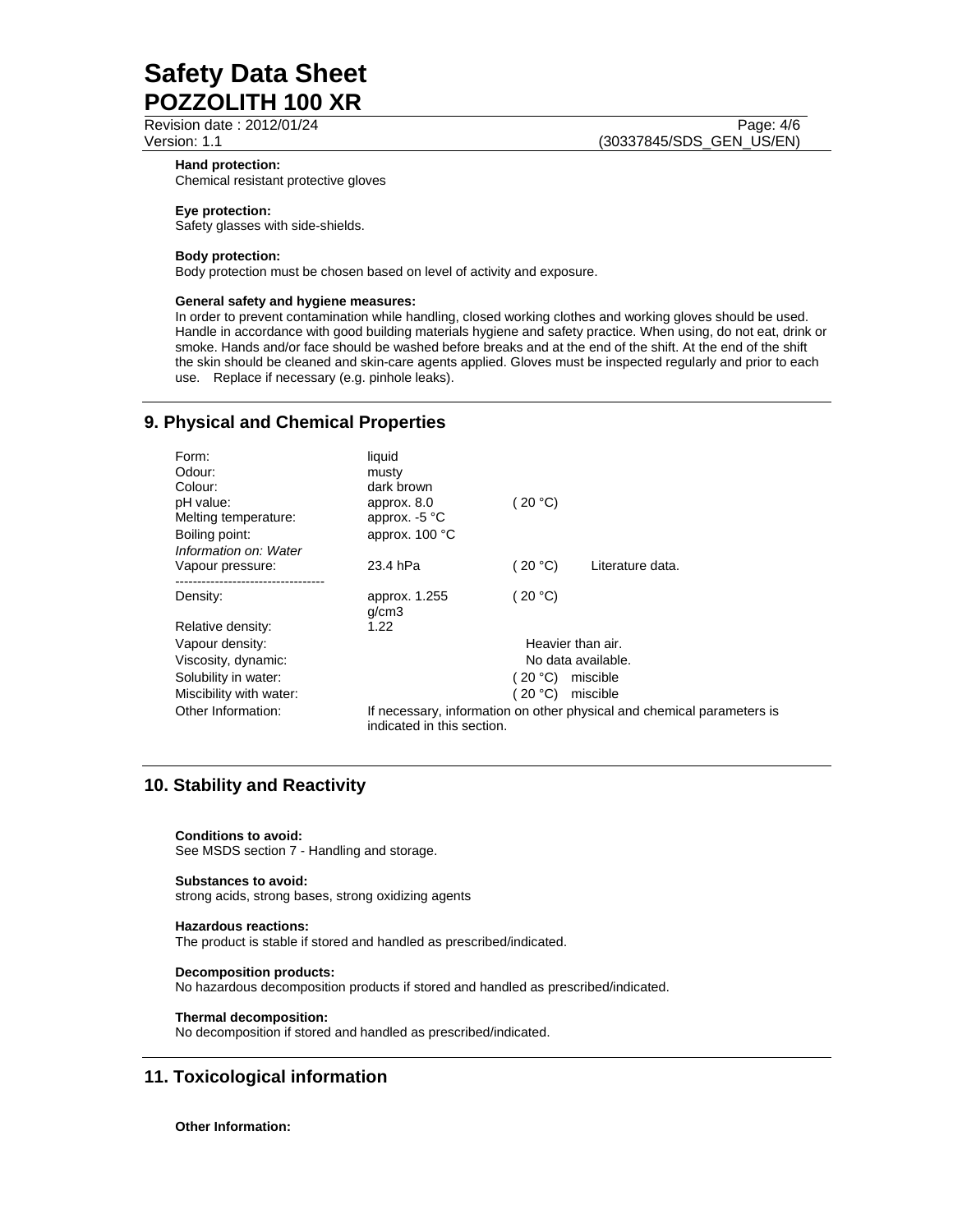**Hand protection:**
Chemical resistant protective gloves

**Eye protection:**
Safety glasses with side-shields.

**Body protection:**
Body protection must be chosen based on level of activity and exposure.

**General safety and hygiene measures:**
In order to prevent contamination while handling, closed working clothes and working gloves should be used. Handle in accordance with good building materials hygiene and safety practice. When using, do not eat, drink or smoke. Hands and/or face should be washed before breaks and at the end of the shift. At the end of the shift the skin should be cleaned and skin-care agents applied. Gloves must be inspected regularly and prior to each use. Replace if necessary (e.g. pinhole leaks).

## 9. Physical and Chemical Properties

| | | | |
|---|---|---|---|
| Form: | liquid | | |
| Odour: | musty | | |
| Colour: | dark brown | | |
| pH value: | approx. 8.0 | ( 20 °C) | |
| Melting temperature: | approx. -5 °C | | |
| Boiling point: | approx. 100 °C | | |
| *Information on: Water* | | | |
| Vapour pressure: | 23.4 hPa | ( 20 °C) | Literature data. |
| Density: | approx. 1.255 g/cm3 | ( 20 °C) | |
| Relative density: | 1.22 | | |
| Vapour density: | | Heavier than air. | |
| Viscosity, dynamic: | | No data available. | |
| Solubility in water: | | ( 20 °C) | miscible |
| Miscibility with water: | | ( 20 °C) | miscible |
| Other Information: | If necessary, information on other physical and chemical parameters is indicated in this section. | | |

## 10. Stability and Reactivity

**Conditions to avoid:**
See MSDS section 7 - Handling and storage.

**Substances to avoid:**
strong acids, strong bases, strong oxidizing agents

**Hazardous reactions:**
The product is stable if stored and handled as prescribed/indicated.

**Decomposition products:**
No hazardous decomposition products if stored and handled as prescribed/indicated.

**Thermal decomposition:**
No decomposition if stored and handled as prescribed/indicated.

## 11. Toxicological information

**Other Information:**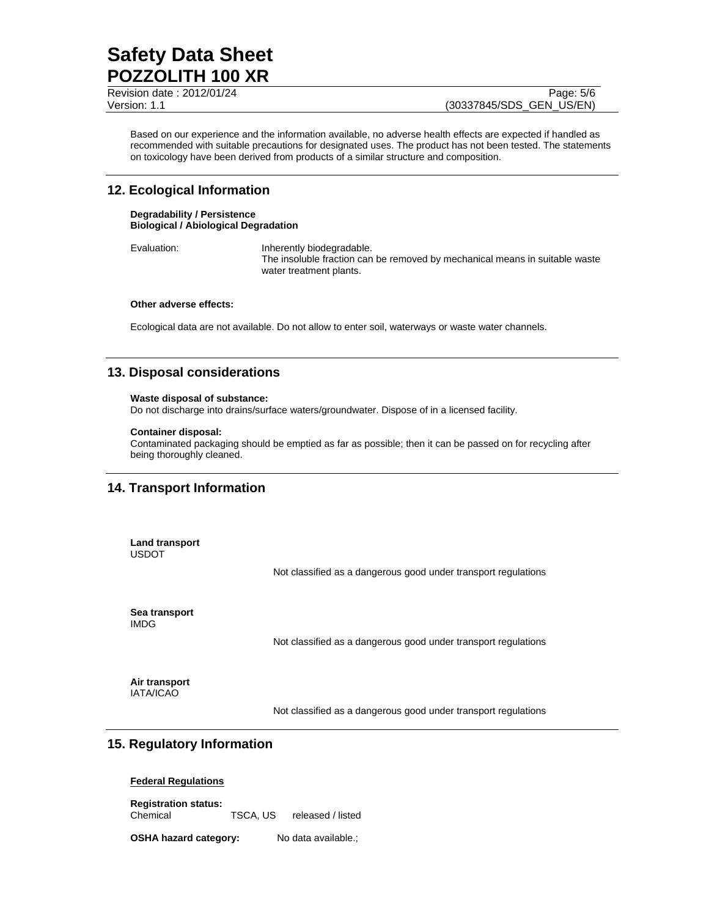Based on our experience and the information available, no adverse health effects are expected if handled as recommended with suitable precautions for designated uses. The product has not been tested. The statements on toxicology have been derived from products of a similar structure and composition.

## 12. Ecological Information

**Degradability / Persistence**
**Biological / Abiological Degradation**

Evaluation: Inherently biodegradable.
The insoluble fraction can be removed by mechanical means in suitable waste water treatment plants.

**Other adverse effects:**

Ecological data are not available. Do not allow to enter soil, waterways or waste water channels.

## 13. Disposal considerations

**Waste disposal of substance:**
Do not discharge into drains/surface waters/groundwater. Dispose of in a licensed facility.

**Container disposal:**
Contaminated packaging should be emptied as far as possible; then it can be passed on for recycling after being thoroughly cleaned.

## 14. Transport Information

**Land transport**
USDOT

Not classified as a dangerous good under transport regulations

**Sea transport**
IMDG

Not classified as a dangerous good under transport regulations

**Air transport**
IATA/ICAO

Not classified as a dangerous good under transport regulations

## 15. Regulatory Information

**Federal Regulations**

**Registration status:**
Chemical TSCA, US released / listed

**OSHA hazard category:** No data available.;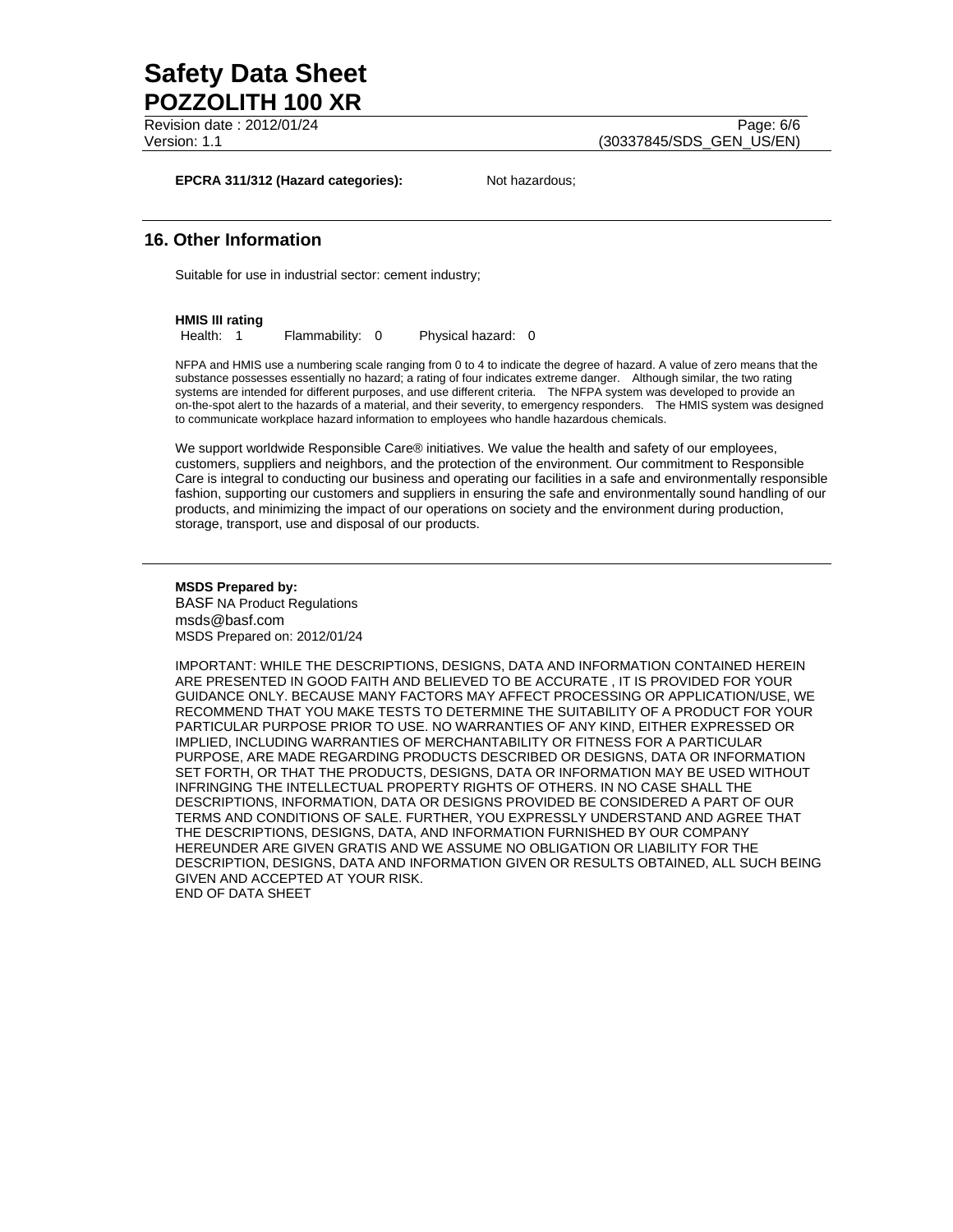**EPCRA 311/312 (Hazard categories):** Not hazardous;

## 16. Other Information

Suitable for use in industrial sector: cement industry;

**HMIS III rating**

Health: 1 Flammability: 0 Physical hazard: 0

NFPA and HMIS use a numbering scale ranging from 0 to 4 to indicate the degree of hazard. A value of zero means that the substance possesses essentially no hazard; a rating of four indicates extreme danger. Although similar, the two rating systems are intended for different purposes, and use different criteria. The NFPA system was developed to provide an on-the-spot alert to the hazards of a material, and their severity, to emergency responders. The HMIS system was designed to communicate workplace hazard information to employees who handle hazardous chemicals.

We support worldwide Responsible Care® initiatives. We value the health and safety of our employees, customers, suppliers and neighbors, and the protection of the environment. Our commitment to Responsible Care is integral to conducting our business and operating our facilities in a safe and environmentally responsible fashion, supporting our customers and suppliers in ensuring the safe and environmentally sound handling of our products, and minimizing the impact of our operations on society and the environment during production, storage, transport, use and disposal of our products.

**MSDS Prepared by:**
BASF NA Product Regulations
msds@basf.com
MSDS Prepared on: 2012/01/24

IMPORTANT: WHILE THE DESCRIPTIONS, DESIGNS, DATA AND INFORMATION CONTAINED HEREIN ARE PRESENTED IN GOOD FAITH AND BELIEVED TO BE ACCURATE , IT IS PROVIDED FOR YOUR GUIDANCE ONLY. BECAUSE MANY FACTORS MAY AFFECT PROCESSING OR APPLICATION/USE, WE RECOMMEND THAT YOU MAKE TESTS TO DETERMINE THE SUITABILITY OF A PRODUCT FOR YOUR PARTICULAR PURPOSE PRIOR TO USE. NO WARRANTIES OF ANY KIND, EITHER EXPRESSED OR IMPLIED, INCLUDING WARRANTIES OF MERCHANTABILITY OR FITNESS FOR A PARTICULAR PURPOSE, ARE MADE REGARDING PRODUCTS DESCRIBED OR DESIGNS, DATA OR INFORMATION SET FORTH, OR THAT THE PRODUCTS, DESIGNS, DATA OR INFORMATION MAY BE USED WITHOUT INFRINGING THE INTELLECTUAL PROPERTY RIGHTS OF OTHERS. IN NO CASE SHALL THE DESCRIPTIONS, INFORMATION, DATA OR DESIGNS PROVIDED BE CONSIDERED A PART OF OUR TERMS AND CONDITIONS OF SALE. FURTHER, YOU EXPRESSLY UNDERSTAND AND AGREE THAT THE DESCRIPTIONS, DESIGNS, DATA, AND INFORMATION FURNISHED BY OUR COMPANY HEREUNDER ARE GIVEN GRATIS AND WE ASSUME NO OBLIGATION OR LIABILITY FOR THE DESCRIPTION, DESIGNS, DATA AND INFORMATION GIVEN OR RESULTS OBTAINED, ALL SUCH BEING GIVEN AND ACCEPTED AT YOUR RISK.
END OF DATA SHEET